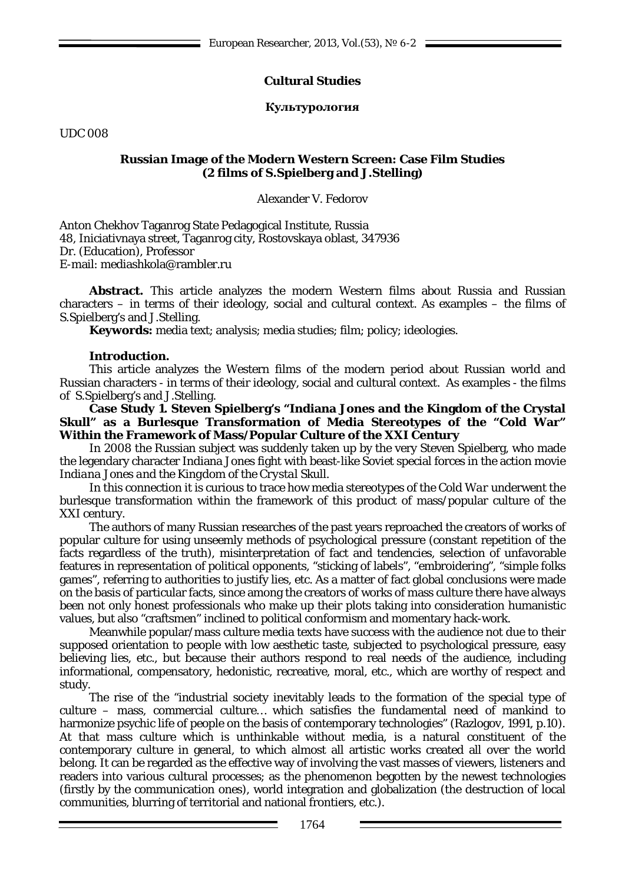# Cultural Studies

## Культурология

UDC 008

## Russian Image of the Modern Western Screen: Case Film Studies (2 films of S.Spielberg and J.Stelling)

Alexander V. Fedorov

Anton Chekhov Taganrog State Pedagogical Institute, Russia
48, Iniciativnaya street, Taganrog city, Rostovskaya oblast, 347936
Dr. (Education), Professor
E-mail: mediashkola@rambler.ru

**Abstract.** This article analyzes the modern Western films about Russia and Russian characters – in terms of their ideology, social and cultural context. As examples – the films of S.Spielberg's and J.Stelling.

**Keywords:** media text; analysis; media studies; film; policy; ideologies.

### Introduction.

This article analyzes the Western films of the modern period about Russian world and Russian characters - in terms of their ideology, social and cultural context. As examples - the films of S.Spielberg's and J.Stelling.

### Case Study 1. Steven Spielberg's "Indiana Jones and the Kingdom of the Crystal Skull" as a Burlesque Transformation of Media Stereotypes of the "Cold War" Within the Framework of Mass/Popular Culture of the XXI Century

In 2008 the Russian subject was suddenly taken up by the very Steven Spielberg, who made the legendary character Indiana Jones fight with beast-like Soviet special forces in the action movie *Indiana Jones and the Kingdom of the Crystal Skull*.

In this connection it is curious to trace how media stereotypes of the *Cold War* underwent the burlesque transformation within the framework of this product of mass/popular culture of the XXI century.

The authors of many Russian researches of the past years reproached the creators of works of popular culture for using unseemly methods of psychological pressure (constant repetition of the facts regardless of the truth), misinterpretation of fact and tendencies, selection of unfavorable features in representation of political opponents, "sticking of labels", "embroidering", "simple folks games", referring to authorities to justify lies, etc. As a matter of fact global conclusions were made on the basis of particular facts, since among the creators of works of mass culture there have always been not only honest professionals who make up their plots taking into consideration humanistic values, but also "craftsmen" inclined to political conformism and momentary hack-work.

Meanwhile popular/mass culture media texts have success with the audience not due to their supposed orientation to people with low aesthetic taste, subjected to psychological pressure, easy believing lies, etc., but because their authors respond to real needs of the audience, including informational, compensatory, hedonistic, recreative, moral, etc., which are worthy of respect and study.

The rise of the "industrial society inevitably leads to the formation of the special type of culture – mass, commercial culture… which satisfies the fundamental need of mankind to harmonize psychic life of people on the basis of contemporary technologies" (Razlogov, 1991, p.10). At that mass culture which is unthinkable without media, is a natural constituent of the contemporary culture in general, to which almost all artistic works created all over the world belong. It can be regarded as the effective way of involving the vast masses of viewers, listeners and readers into various cultural processes; as the phenomenon begotten by the newest technologies (firstly by the communication ones), world integration and globalization (the destruction of local communities, blurring of territorial and national frontiers, etc.).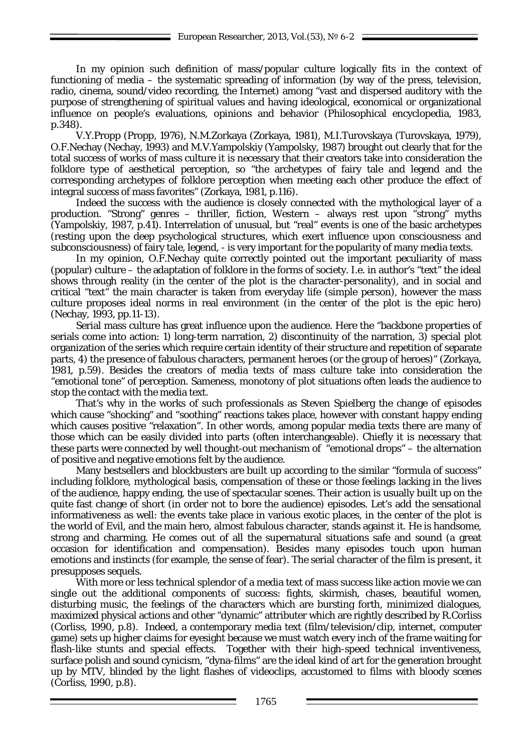In my opinion such definition of mass/popular culture logically fits in the context of functioning of media – the systematic spreading of information (by way of the press, television, radio, cinema, sound/video recording, the Internet) among "vast and dispersed auditory with the purpose of strengthening of spiritual values and having ideological, economical or organizational influence on people's evaluations, opinions and behavior (Philosophical encyclopedia, 1983, p.348).

V.Y.Propp (Propp, 1976), N.M.Zorkaya (Zorkaya, 1981), M.I.Turovskaya (Turovskaya, 1979), O.F.Nechay (Nechay, 1993) and M.V.Yampolskiy (Yampolsky, 1987) brought out clearly that for the total success of works of mass culture it is necessary that their creators take into consideration the folklore type of aesthetical perception, so "the archetypes of fairy tale and legend and the corresponding archetypes of folklore perception when meeting each other produce the effect of integral success of mass favorites" (Zorkaya, 1981, p.116).

Indeed the success with the audience is closely connected with the mythological layer of a production. "Strong" genres – thriller, fiction, Western – always rest upon "strong" myths (Yampolskiy, 1987, p.41). Interrelation of unusual, but "real" events is one of the basic archetypes (resting upon the deep psychological structures, which exert influence upon consciousness and subconsciousness) of fairy tale, legend, - is very important for the popularity of many media texts.

In my opinion, O.F.Nechay quite correctly pointed out the important peculiarity of mass (popular) culture – the adaptation of folklore in the forms of society. I.e. in author's "text" the ideal shows through reality (in the center of the plot is the character-personality), and in social and critical "text" the main character is taken from everyday life (simple person), however the mass culture proposes ideal norms in real environment (in the center of the plot is the epic hero) (Nechay, 1993, pp.11-13).

Serial mass culture has great influence upon the audience. Here the "backbone properties of serials come into action: 1) long-term narration, 2) discontinuity of the narration, 3) special plot organization of the series which require certain identity of their structure and repetition of separate parts, 4) the presence of fabulous characters, permanent heroes (or the group of heroes)" (Zorkaya, 1981, p.59). Besides the creators of media texts of mass culture take into consideration the "emotional tone" of perception. Sameness, monotony of plot situations often leads the audience to stop the contact with the media text.

That's why in the works of such professionals as Steven Spielberg the change of episodes which cause "shocking" and "soothing" reactions takes place, however with constant happy ending which causes positive "relaxation". In other words, among popular media texts there are many of those which can be easily divided into parts (often interchangeable). Chiefly it is necessary that these parts were connected by well thought-out mechanism of "emotional drops" – the alternation of positive and negative emotions felt by the audience.

Many bestsellers and blockbusters are built up according to the similar "formula of success" including folklore, mythological basis, compensation of these or those feelings lacking in the lives of the audience, happy ending, the use of spectacular scenes. Their action is usually built up on the quite fast change of short (in order not to bore the audience) episodes. Let's add the sensational informativeness as well: the events take place in various exotic places, in the center of the plot is the world of Evil, and the main hero, almost fabulous character, stands against it. He is handsome, strong and charming. He comes out of all the supernatural situations safe and sound (a great occasion for identification and compensation). Besides many episodes touch upon human emotions and instincts (for example, the sense of fear). The serial character of the film is present, it presupposes sequels.

With more or less technical splendor of a media text of mass success like action movie we can single out the additional components of success: fights, skirmish, chases, beautiful women, disturbing music, the feelings of the characters which are bursting forth, minimized dialogues, maximized physical actions and other "dynamic" attributer which are rightly described by R.Corliss (Corliss, 1990, p.8). Indeed, a contemporary media text (film/television/clip, internet, computer game) sets up higher claims for eyesight because we must watch every inch of the frame waiting for flash-like stunts and special effects. Together with their high-speed technical inventiveness, surface polish and sound cynicism, "dyna-films" are the ideal kind of art for the generation brought up by MTV, blinded by the light flashes of videoclips, accustomed to films with bloody scenes (Corliss, 1990, p.8).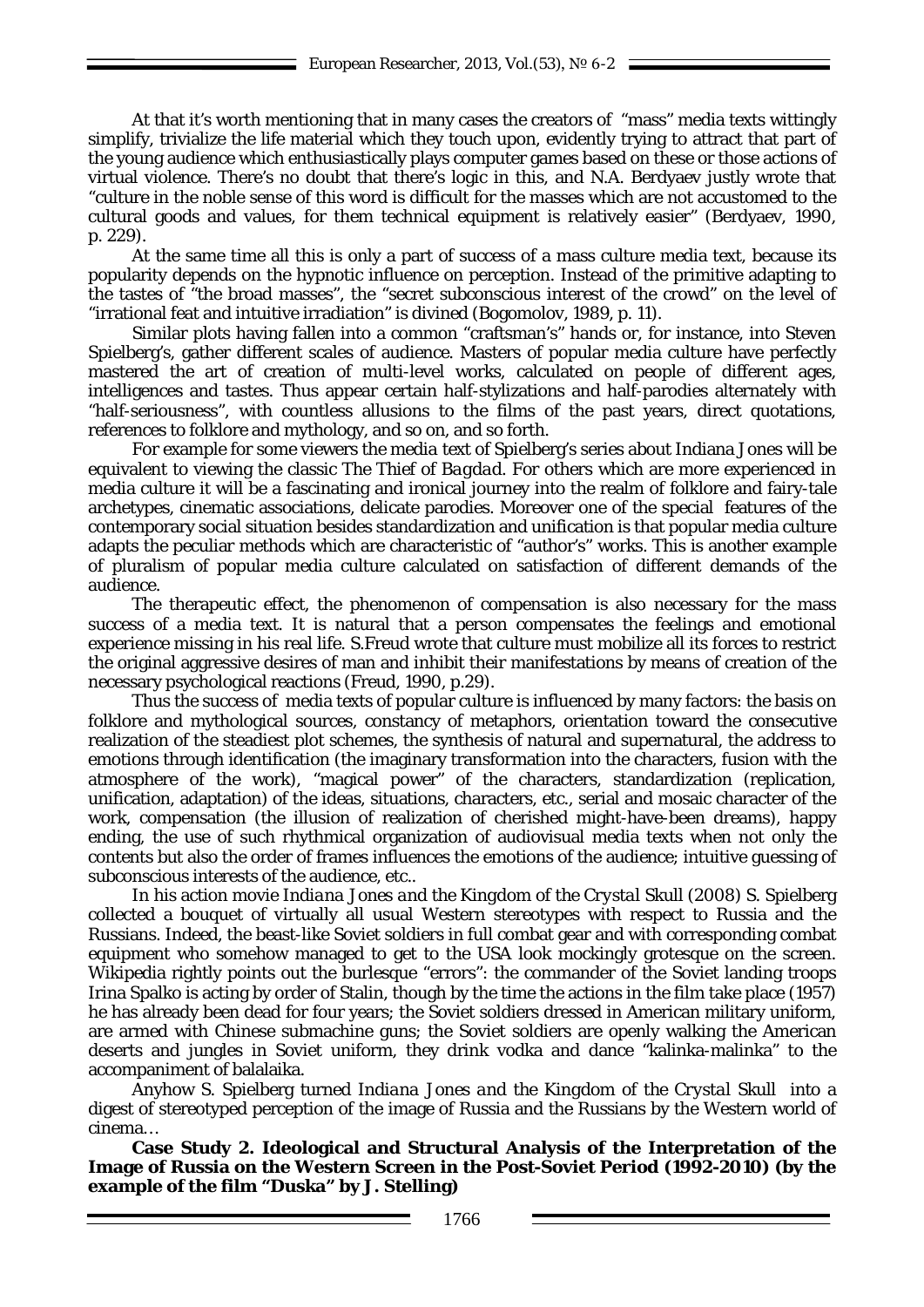At that it's worth mentioning that in many cases the creators of "mass" media texts wittingly simplify, trivialize the life material which they touch upon, evidently trying to attract that part of the young audience which enthusiastically plays computer games based on these or those actions of virtual violence. There's no doubt that there's logic in this, and N.A. Berdyaev justly wrote that "culture in the noble sense of this word is difficult for the masses which are not accustomed to the cultural goods and values, for them technical equipment is relatively easier" (Berdyaev, 1990, p. 229).

At the same time all this is only a part of success of a mass culture media text, because its popularity depends on the hypnotic influence on perception. Instead of the primitive adapting to the tastes of "the broad masses", the "secret subconscious interest of the crowd" on the level of "irrational feat and intuitive irradiation" is divined (Bogomolov, 1989, p. 11).

Similar plots having fallen into a common "craftsman's" hands or, for instance, into Steven Spielberg's, gather different scales of audience. Masters of popular media culture have perfectly mastered the art of creation of multi-level works, calculated on people of different ages, intelligences and tastes. Thus appear certain half-stylizations and half-parodies alternately with "half-seriousness", with countless allusions to the films of the past years, direct quotations, references to folklore and mythology, and so on, and so forth.

For example for some viewers the media text of Spielberg's series about Indiana Jones will be equivalent to viewing the classic *The Thief of Bagdad*. For others which are more experienced in media culture it will be a fascinating and ironical journey into the realm of folklore and fairy-tale archetypes, cinematic associations, delicate parodies. Moreover one of the special features of the contemporary social situation besides standardization and unification is that popular media culture adapts the peculiar methods which are characteristic of "author's" works. This is another example of pluralism of popular media culture calculated on satisfaction of different demands of the audience.

The therapeutic effect, the phenomenon of compensation is also necessary for the mass success of a media text. It is natural that a person compensates the feelings and emotional experience missing in his real life. S.Freud wrote that culture must mobilize all its forces to restrict the original aggressive desires of man and inhibit their manifestations by means of creation of the necessary psychological reactions (Freud, 1990, p.29).

Thus the success of media texts of popular culture is influenced by many factors: the basis on folklore and mythological sources, constancy of metaphors, orientation toward the consecutive realization of the steadiest plot schemes, the synthesis of natural and supernatural, the address to emotions through identification (the imaginary transformation into the characters, fusion with the atmosphere of the work), "magical power" of the characters, standardization (replication, unification, adaptation) of the ideas, situations, characters, etc., serial and mosaic character of the work, compensation (the illusion of realization of cherished might-have-been dreams), happy ending, the use of such rhythmical organization of audiovisual media texts when not only the contents but also the order of frames influences the emotions of the audience; intuitive guessing of subconscious interests of the audience, etc..

In his action movie *Indiana Jones and the Kingdom of the Crystal Skull* (2008) S. Spielberg collected a bouquet of virtually all usual Western stereotypes with respect to Russia and the Russians. Indeed, the beast-like Soviet soldiers in full combat gear and with corresponding combat equipment who somehow managed to get to the USA look mockingly grotesque on the screen. Wikipedia rightly points out the burlesque "errors": the commander of the Soviet landing troops Irina Spalko is acting by order of Stalin, though by the time the actions in the film take place (1957) he has already been dead for four years; the Soviet soldiers dressed in American military uniform, are armed with Chinese submachine guns; the Soviet soldiers are openly walking the American deserts and jungles in Soviet uniform, they drink vodka and dance "kalinka-malinka" to the accompaniment of balalaika.

Anyhow S. Spielberg turned *Indiana Jones and the Kingdom of the Crystal Skull* into a digest of stereotyped perception of the image of Russia and the Russians by the Western world of cinema…

**Case Study 2. Ideological and Structural Analysis of the Interpretation of the Image of Russia on the Western Screen in the Post-Soviet Period (1992-2010) (by the example of the film "Duska" by J. Stelling)**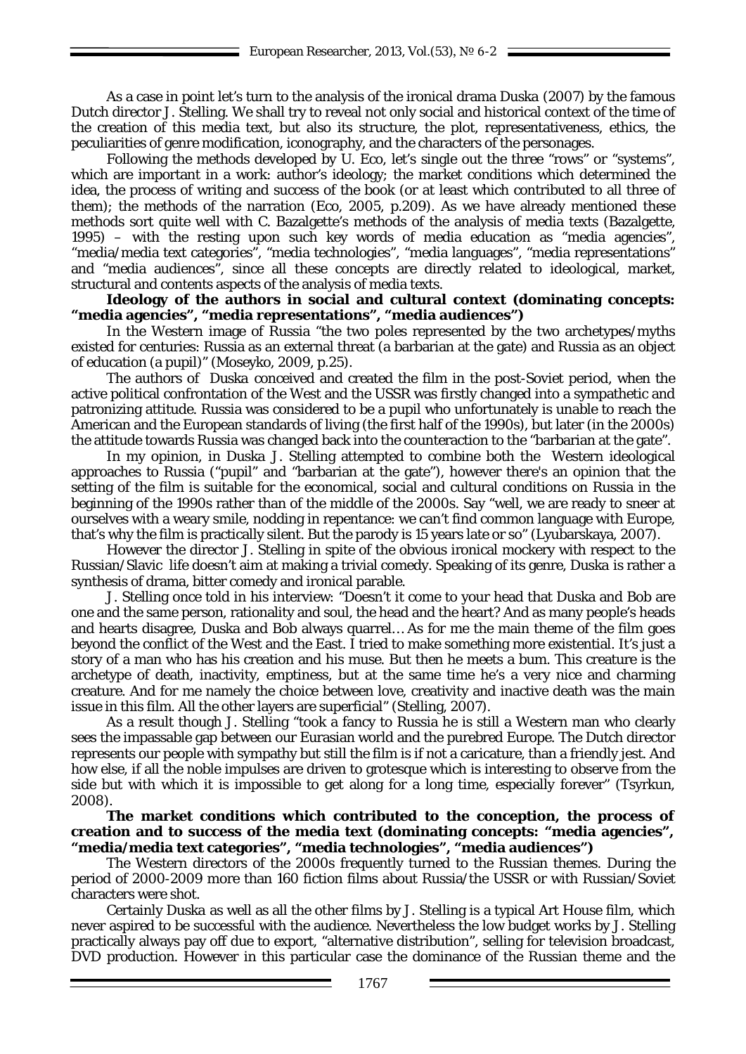As a case in point let's turn to the analysis of the ironical drama Duska (2007) by the famous Dutch director J. Stelling. We shall try to reveal not only social and historical context of the time of the creation of this media text, but also its structure, the plot, representativeness, ethics, the peculiarities of genre modification, iconography, and the characters of the personages.

Following the methods developed by U. Eco, let's single out the three "rows" or "systems", which are important in a work: author's ideology; the market conditions which determined the idea, the process of writing and success of the book (or at least which contributed to all three of them); the methods of the narration (Eco, 2005, p.209). As we have already mentioned these methods sort quite well with C. Bazalgette's methods of the analysis of media texts (Bazalgette, 1995) – with the resting upon such key words of media education as "media agencies", "media/media text categories", "media technologies", "media languages", "media representations" and "media audiences", since all these concepts are directly related to ideological, market, structural and contents aspects of the analysis of media texts.

**Ideology of the authors in social and cultural context (dominating concepts: "media agencies", "media representations", "media audiences")**

In the Western image of Russia "the two poles represented by the two archetypes/myths existed for centuries: Russia as an external threat (a barbarian at the gate) and Russia as an object of education (a pupil)" (Moseyko, 2009, p.25).

The authors of Duska conceived and created the film in the post-Soviet period, when the active political confrontation of the West and the USSR was firstly changed into a sympathetic and patronizing attitude. Russia was considered to be a pupil who unfortunately is unable to reach the American and the European standards of living (the first half of the 1990s), but later (in the 2000s) the attitude towards Russia was changed back into the counteraction to the "barbarian at the gate".

In my opinion, in Duska J. Stelling attempted to combine both the Western ideological approaches to Russia ("pupil" and "barbarian at the gate"), however there's an opinion that the setting of the film is suitable for the economical, social and cultural conditions on Russia in the beginning of the 1990s rather than of the middle of the 2000s. Say "well, we are ready to sneer at ourselves with a weary smile, nodding in repentance: we can't find common language with Europe, that's why the film is practically silent. But the parody is 15 years late or so" (Lyubarskaya, 2007).

However the director J. Stelling in spite of the obvious ironical mockery with respect to the Russian/Slavic life doesn't aim at making a trivial comedy. Speaking of its genre, Duska is rather a synthesis of drama, bitter comedy and ironical parable.

J. Stelling once told in his interview: "Doesn't it come to your head that Duska and Bob are one and the same person, rationality and soul, the head and the heart? And as many people's heads and hearts disagree, Duska and Bob always quarrel… As for me the main theme of the film goes beyond the conflict of the West and the East. I tried to make something more existential. It's just a story of a man who has his creation and his muse. But then he meets a bum. This creature is the archetype of death, inactivity, emptiness, but at the same time he's a very nice and charming creature. And for me namely the choice between love, creativity and inactive death was the main issue in this film. All the other layers are superficial" (Stelling, 2007).

As a result though J. Stelling "took a fancy to Russia he is still a Western man who clearly sees the impassable gap between our Eurasian world and the purebred Europe. The Dutch director represents our people with sympathy but still the film is if not a caricature, than a friendly jest. And how else, if all the noble impulses are driven to grotesque which is interesting to observe from the side but with which it is impossible to get along for a long time, especially forever" (Tsyrkun, 2008).

**The market conditions which contributed to the conception, the process of creation and to success of the media text (dominating concepts: "media agencies", "media/media text categories", "media technologies", "media audiences")**

The Western directors of the 2000s frequently turned to the Russian themes. During the period of 2000-2009 more than 160 fiction films about Russia/the USSR or with Russian/Soviet characters were shot.

Certainly Duska as well as all the other films by J. Stelling is a typical Art House film, which never aspired to be successful with the audience. Nevertheless the low budget works by J. Stelling practically always pay off due to export, "alternative distribution", selling for television broadcast, DVD production. However in this particular case the dominance of the Russian theme and the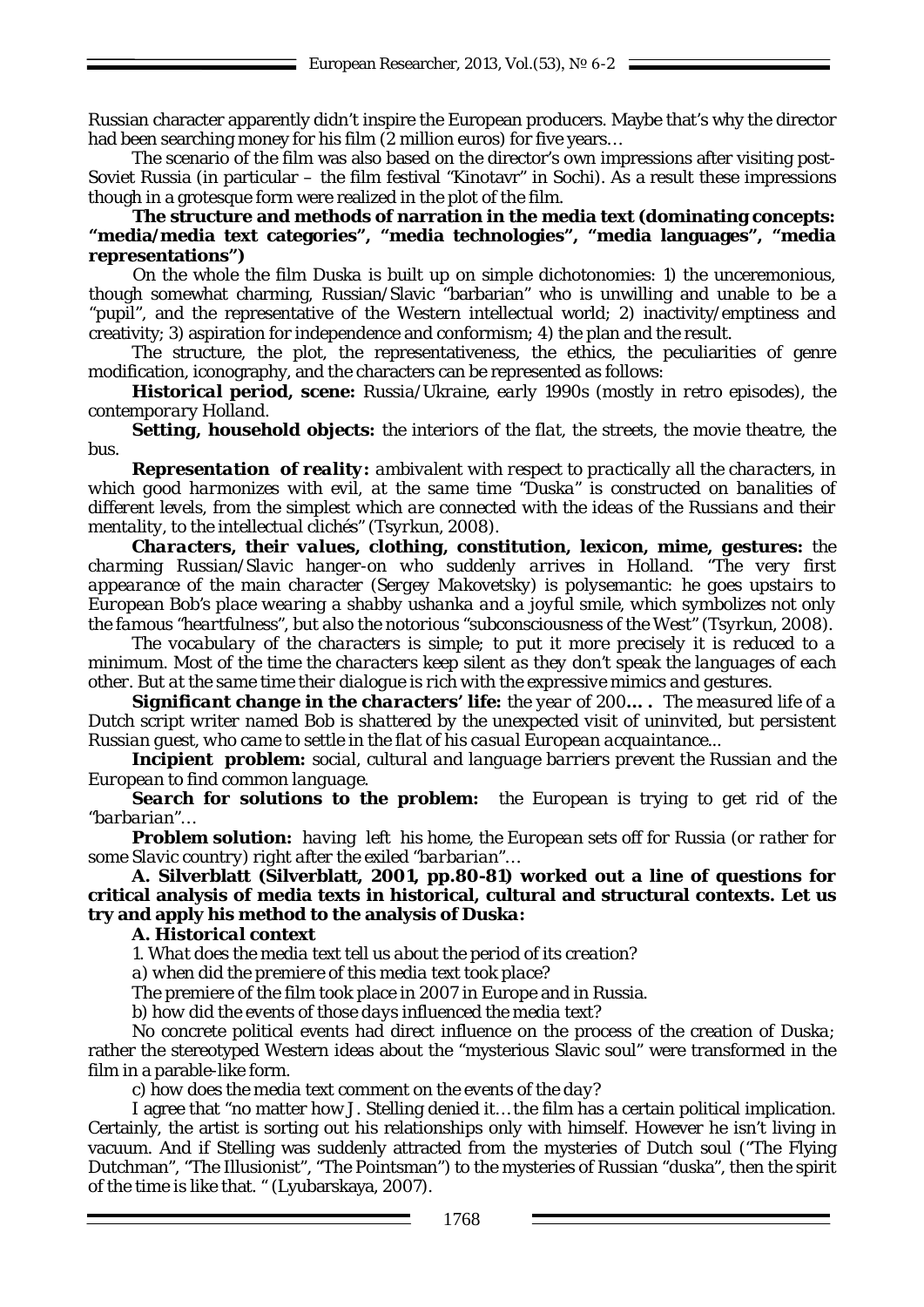Russian character apparently didn't inspire the European producers. Maybe that's why the director had been searching money for his film (2 million euros) for five years…

The scenario of the film was also based on the director's own impressions after visiting post-Soviet Russia (in particular – the film festival "Kinotavr" in Sochi). As a result these impressions though in a grotesque form were realized in the plot of the film.

**The structure and methods of narration in the media text (dominating concepts: "media/media text categories", "media technologies", "media languages", "media representations")**

On the whole the film Duska is built up on simple dichotonomies: 1) the unceremonious, though somewhat charming, Russian/Slavic "barbarian" who is unwilling and unable to be a "pupil", and the representative of the Western intellectual world; 2) inactivity/emptiness and creativity; 3) aspiration for independence and conformism; 4) the plan and the result.

The structure, the plot, the representativeness, the ethics, the peculiarities of genre modification, iconography, and the characters can be represented as follows:

***Historical period, scene:*** *Russia/Ukraine, early 1990s (mostly in retro episodes), the contemporary Holland.*

***Setting, household objects:*** *the interiors of the flat, the streets, the movie theatre, the bus.*

***Representation of reality:*** *ambivalent with respect to practically all the characters, in which good harmonizes with evil, at the same time "Duska" is constructed on banalities of different levels, from the simplest which are connected with the ideas of the Russians and their mentality, to the intellectual clichés" (Tsyrkun, 2008).*

***Characters, their values, clothing, constitution, lexicon, mime, gestures:*** *the charming Russian/Slavic hanger-on who suddenly arrives in Holland. "The very first appearance of the main character (Sergey Makovetsky) is polysemantic: he goes upstairs to European Bob's place wearing a shabby ushanka and a joyful smile, which symbolizes not only the famous "heartfulness", but also the notorious "subconsciousness of the West" (Tsyrkun, 2008).*

*The vocabulary of the characters is simple; to put it more precisely it is reduced to a minimum. Most of the time the characters keep silent as they don't speak the languages of each other. But at the same time their dialogue is rich with the expressive mimics and gestures.*

***Significant change in the characters' life:*** *the year of 200…. The measured life of a Dutch script writer named Bob is shattered by the unexpected visit of uninvited, but persistent Russian guest, who came to settle in the flat of his casual European acquaintance...*

***Incipient problem:*** *social, cultural and language barriers prevent the Russian and the European to find common language.*

***Search for solutions to the problem:*** *the European is trying to get rid of the "barbarian"…*

***Problem solution:*** *having left his home, the European sets off for Russia (or rather for some Slavic country) right after the exiled "barbarian"…*

**A. Silverblatt (Silverblatt, 2001, pp.80-81) worked out a line of questions for critical analysis of media texts in historical, cultural and structural contexts. Let us try and apply his method to the analysis of Duska:**

***A. Historical context***

*1. What does the media text tell us about the period of its creation?*

*a) when did the premiere of this media text took place?*

The premiere of the film took place in 2007 in Europe and in Russia.

*b) how did the events of those days influenced the media text?*

No concrete political events had direct influence on the process of the creation of Duska; rather the stereotyped Western ideas about the "mysterious Slavic soul" were transformed in the film in a parable-like form.

*c) how does the media text comment on the events of the day?*

I agree that "no matter how J. Stelling denied it… the film has a certain political implication. Certainly, the artist is sorting out his relationships only with himself. However he isn't living in vacuum. And if Stelling was suddenly attracted from the mysteries of Dutch soul ("The Flying Dutchman", "The Illusionist", "The Pointsman") to the mysteries of Russian "duska", then the spirit of the time is like that. " (Lyubarskaya, 2007).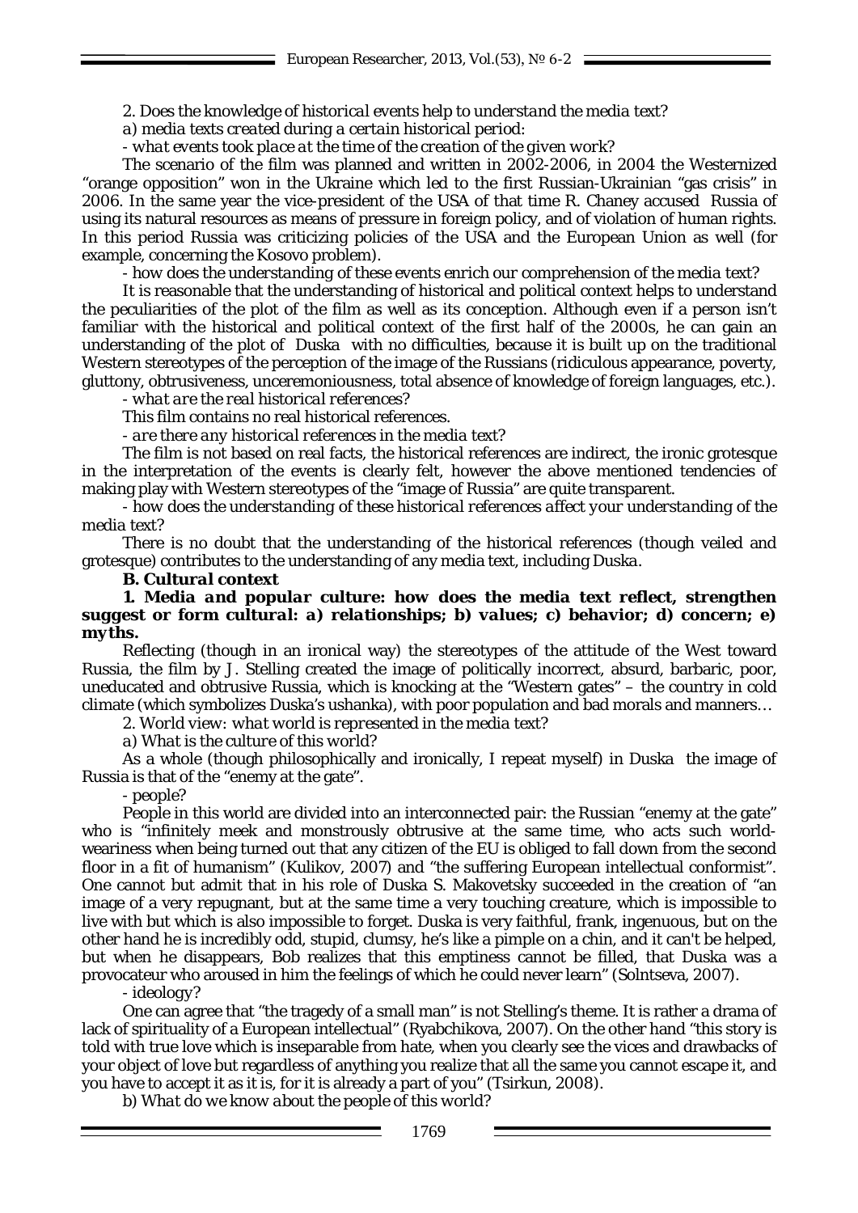2. Does the *knowledge of historical events help to understand the media text?*

*a) media texts created during a certain historical period:*

*- what events took place at the time of the creation of the given work?*

The scenario of the film was planned and written in 2002-2006, in 2004 the Westernized "orange opposition" won in the Ukraine which led to the first Russian-Ukrainian "gas crisis" in 2006. In the same year the vice-president of the USA of that time R. Chaney accused Russia of using its natural resources as means of pressure in foreign policy, and of violation of human rights. In this period Russia was criticizing policies of the USA and the European Union as well (for example, concerning the Kosovo problem).

*- how does the understanding of these events enrich our comprehension of the media text?*

It is reasonable that the understanding of historical and political context helps to understand the peculiarities of the plot of the film as well as its conception. Although even if a person isn't familiar with the historical and political context of the first half of the 2000s, he can gain an understanding of the plot of *Duska* with no difficulties, because it is built up on the traditional Western stereotypes of the perception of the image of the Russians (ridiculous appearance, poverty, gluttony, obtrusiveness, unceremoniousness, total absence of knowledge of foreign languages, etc.).

*- what are the real historical references?*

This film contains no real historical references.

*- are there any historical references in the media text?*

The film is not based on real facts, the historical references are indirect, the ironic grotesque in the interpretation of the events is clearly felt, however the above mentioned tendencies of making play with Western stereotypes of the "image of Russia" are quite transparent.

*- how does the understanding of these historical references affect your understanding of the media text?*

There is no doubt that the understanding of the historical references (though veiled and grotesque) contributes to the understanding of any media text, including *Duska*.

***B. Cultural context***

***1. Media and popular culture: how does the media text reflect, strengthen suggest or form cultural: a) relationships; b) values; c) behavior; d) concern; e) myths.***

Reflecting (though in an ironical way) the stereotypes of the attitude of the West toward Russia, the film by J. Stelling created the image of politically incorrect, absurd, barbaric, poor, uneducated and obtrusive Russia, which is knocking at the "Western gates" – the country in cold climate (which symbolizes Duska's ushanka), with poor population and bad morals and manners…

2. World view: *what world is represented in the media text?*

*a) What is the culture of this world?*

As a whole (though philosophically and ironically, I repeat myself) in *Duska* the image of Russia is that of the "enemy at the gate".

*- people?*

People in this world are divided into an interconnected pair: the Russian "enemy at the gate" who is "infinitely meek and monstrously obtrusive at the same time, who acts such world-weariness when being turned out that any citizen of the EU is obliged to fall down from the second floor in a fit of humanism" (Kulikov, 2007) and "the suffering European intellectual conformist". One cannot but admit that in his role of Duska S. Makovetsky succeeded in the creation of "an image of a very repugnant, but at the same time a very touching creature, which is impossible to live with but which is also impossible to forget. Duska is very faithful, frank, ingenuous, but on the other hand he is incredibly odd, stupid, clumsy, he's like a pimple on a chin, and it can't be helped, but when he disappears, Bob realizes that this emptiness cannot be filled, that Duska was a provocateur who aroused in him the feelings of which he could never learn" (Solntseva, 2007).

*- ideology?*

One can agree that "the tragedy of a small man" is not Stelling's theme. It is rather a drama of lack of spirituality of a European intellectual" (Ryabchikova, 2007). On the other hand "this story is told with true love which is inseparable from hate, when you clearly see the vices and drawbacks of your object of love but regardless of anything you realize that all the same you cannot escape it, and you have to accept it as it is, for it is already a part of you" (Tsirkun, 2008).

*b) What do we know about the people of this world?*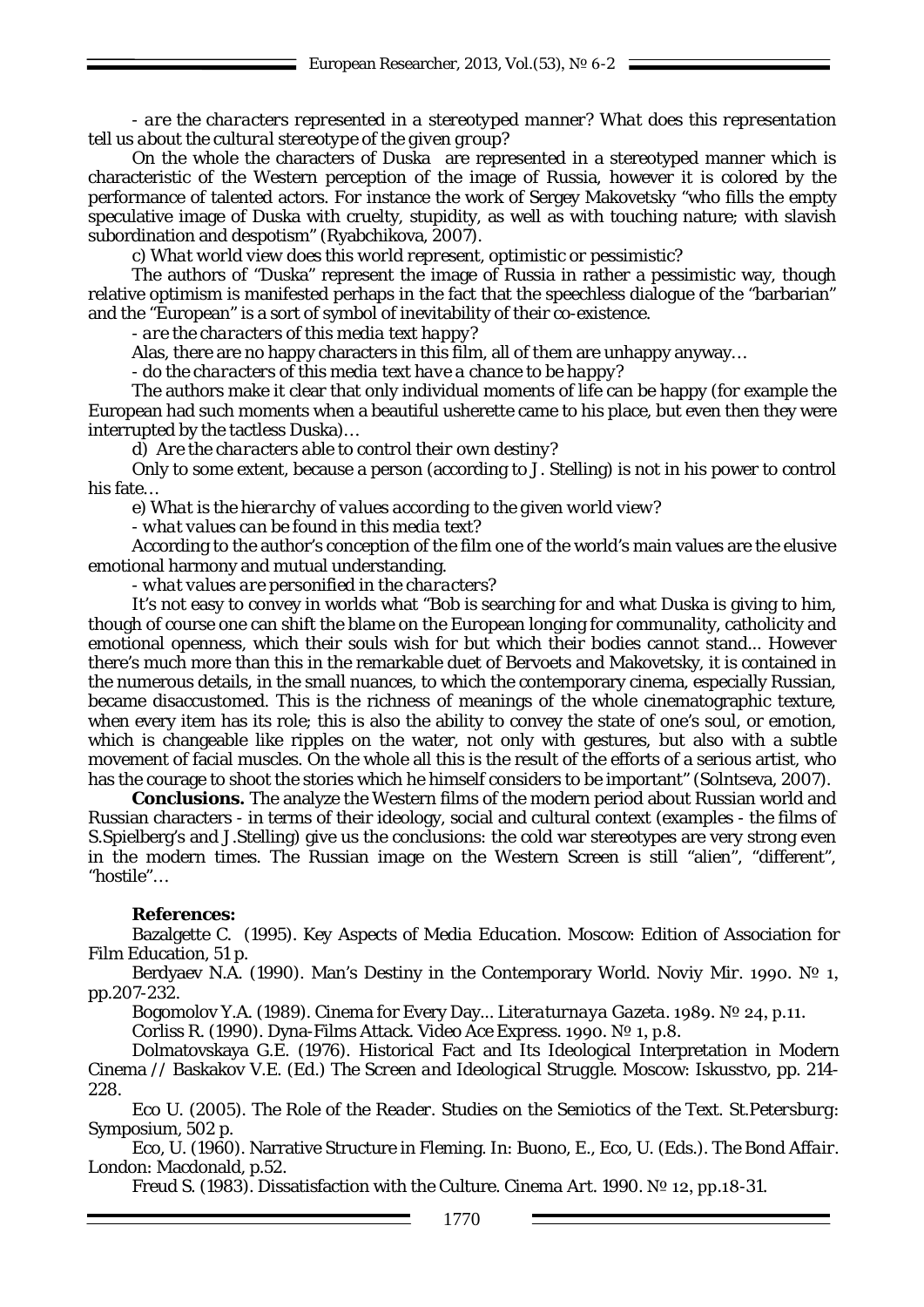*- are the characters represented in a stereotyped manner? What does this representation tell us about the cultural stereotype of the given group?*

On the whole the characters of Duska are represented in a stereotyped manner which is characteristic of the Western perception of the image of Russia, however it is colored by the performance of talented actors. For instance the work of Sergey Makovetsky "who fills the empty speculative image of Duska with cruelty, stupidity, as well as with touching nature; with slavish subordination and despotism" (Ryabchikova, 2007).

*c) What world view does this world represent, optimistic or pessimistic?*

The authors of "Duska" represent the image of Russia in rather a pessimistic way, though relative optimism is manifested perhaps in the fact that the speechless dialogue of the "barbarian" and the "European" is a sort of symbol of inevitability of their co-existence.

*- are the characters of this media text happy?*

Alas, there are no happy characters in this film, all of them are unhappy anyway…

*- do the characters of this media text have a chance to be happy?*

The authors make it clear that only individual moments of life can be happy (for example the European had such moments when a beautiful usherette came to his place, but even then they were interrupted by the tactless Duska)…

*d) Are the characters able to control their own destiny?*

Only to some extent, because a person (according to J. Stelling) is not in his power to control his fate…

*e) What is the hierarchy of values according to the given world view?*

*- what values can be found in this media text?*

According to the author's conception of the film one of the world's main values are the elusive emotional harmony and mutual understanding.

*- what values are personified in the characters?*

It's not easy to convey in worlds what "Bob is searching for and what Duska is giving to him, though of course one can shift the blame on the European longing for communality, catholicity and emotional openness, which their souls wish for but which their bodies cannot stand... However there's much more than this in the remarkable duet of Bervoets and Makovetsky, it is contained in the numerous details, in the small nuances, to which the contemporary cinema, especially Russian, became disaccustomed. This is the richness of meanings of the whole cinematographic texture, when every item has its role; this is also the ability to convey the state of one's soul, or emotion, which is changeable like ripples on the water, not only with gestures, but also with a subtle movement of facial muscles. On the whole all this is the result of the efforts of a serious artist, who has the courage to shoot the stories which he himself considers to be important" (Solntseva, 2007).

**Conclusions.** The analyze the Western films of the modern period about Russian world and Russian characters - in terms of their ideology, social and cultural context (examples - the films of S.Spielberg's and J.Stelling) give us the conclusions: the cold war stereotypes are very strong even in the modern times. The Russian image on the Western Screen is still "alien", "different", "hostile"…

**References:**

Bazalgette C. (1995). *Key Aspects of Media Education*. Moscow: Edition of Association for Film Education, 51 p.

Berdyaev N.A. (1990). Man's Destiny in the Contemporary World. *Noviy Mir*. 1990. № 1, pp.207-232.

Bogomolov Y.A. (1989). Cinema for Every Day... *Literaturnaya Gazeta*. 1989. № 24, p.11.

Corliss R. (1990). Dyna-Films Attack. *Video Ace Express*. 1990. № 1, p.8.

Dolmatovskaya G.E. (1976). Historical Fact and Its Ideological Interpretation in Modern Cinema // Baskakov V.E. (Ed.) *The Screen and Ideological Struggle*. Moscow: Iskusstvo, pp. 214-228.

Eco U. (2005). *The Role of the Reader. Studies on the Semiotics of the Text*. St.Petersburg: Symposium, 502 p.

Eco, U. (1960). Narrative Structure in Fleming. In: Buono, E., Eco, U. (Eds.). *The Bond Affair*. London: Macdonald, p.52.

Freud S. (1983). Dissatisfaction with the Culture. *Cinema Art*. 1990. № 12, pp.18-31.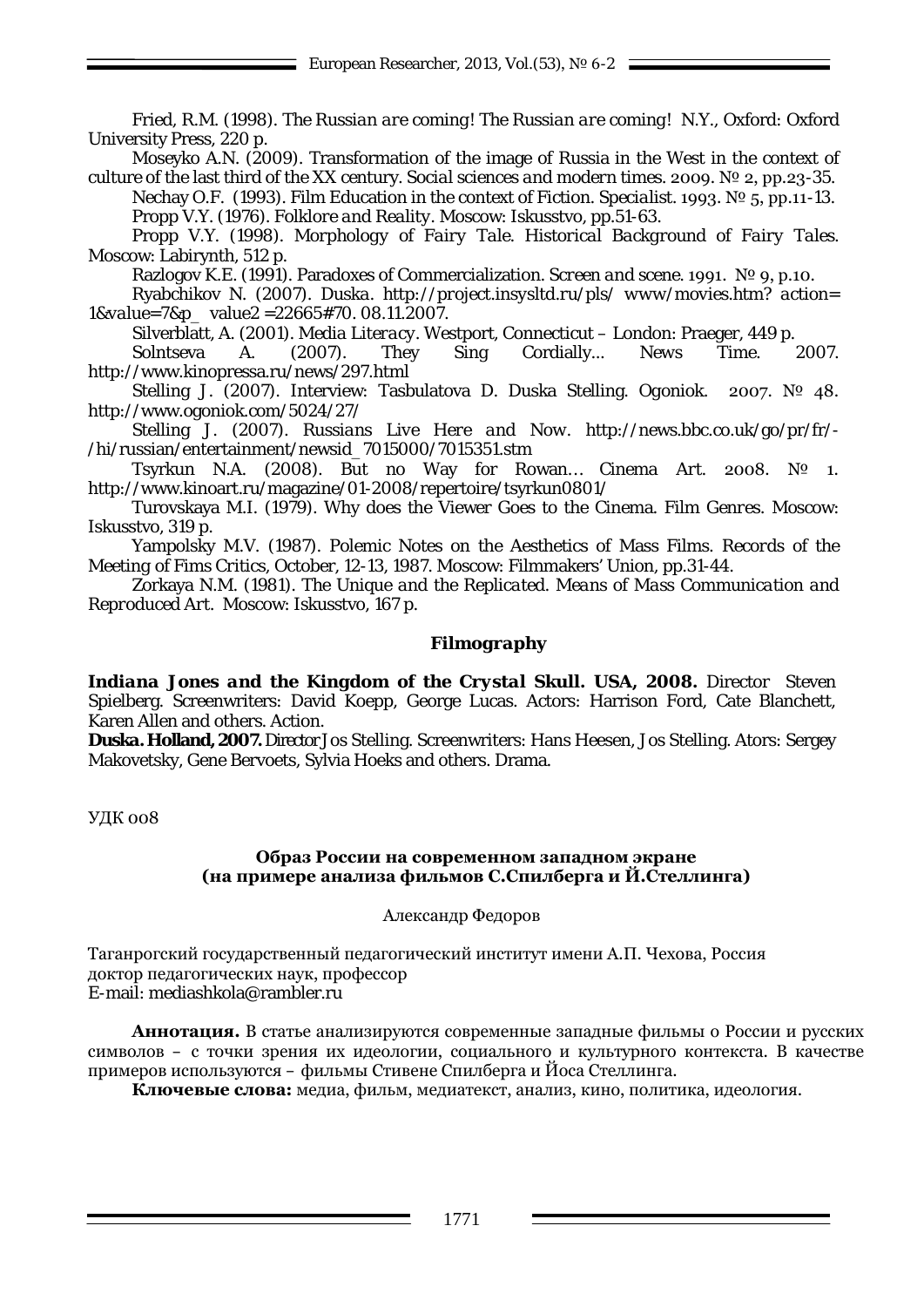Fried, R.M. (1998). *The Russian are coming! The Russian are coming!* N.Y., Oxford: Oxford University Press, 220 p.

Moseyko A.N. (2009). Transformation of the image of Russia in the West in the context of culture of the last third of the XX century. *Social sciences and modern times*. 2009. № 2, pp.23-35.

Nechay O.F. (1993). Film Education in the context of Fiction. *Specialist*. 1993. № 5, pp.11-13.

Propp V.Y. (1976). *Folklore and Reality*. Moscow: Iskusstvo, pp.51-63.

Propp V.Y. (1998). *Morphology of Fairy Tale. Historical Background of Fairy Tales*. Moscow: Labirynth, 512 p.

Razlogov K.E. (1991). Paradoxes of Commercialization. *Screen and scene*. 1991. № 9, p.10.

Ryabchikov N. (2007). Duska. http://project.insysltd.ru/pls/ www/movies.htm? action= 1&value=7&p_ value2 =22665#70. 08.11.2007.

Silverblatt, A. (2001). *Media Literacy*. Westport, Connecticut – London: Praeger, 449 p.

Solntseva A. (2007). They Sing Cordially... *News Time*. 2007. http://www.kinopressa.ru/news/297.html

Stelling J. (2007). Interview: Tasbulatova D. Duska Stelling. *Ogoniok*. 2007. № 48. http://www.ogoniok.com/5024/27/

Stelling J. (2007). *Russians Live Here and Now*. http://news.bbc.co.uk/go/pr/fr/-/hi/russian/entertainment/newsid_7015000/7015351.stm

Tsyrkun N.A. (2008). But no Way for Rowan… *Cinema Art*. 2008. № 1. http://www.kinoart.ru/magazine/01-2008/repertoire/tsyrkun0801/

Turovskaya M.I. (1979). Why does the Viewer Goes to the Cinema. *Film Genres*. Moscow: Iskusstvo, 319 p.

Yampolsky M.V. (1987). Polemic Notes on the Aesthetics of Mass Films. Records of the Meeting of Fims Critics, October, 12-13, 1987. Moscow: Filmmakers' Union, pp.31-44.

Zorkaya N.M. (1981). *The Unique and the Replicated. Means of Mass Communication and Reproduced Art*. Moscow: Iskusstvo, 167 p.

### Filmography

***Indiana Jones and the Kingdom of the Crystal Skull*. USA, 2008.** Director Steven Spielberg. Screenwriters: David Koepp, George Lucas. Actors: Harrison Ford, Cate Blanchett, Karen Allen and others. Action.

**Duska. Holland, 2007.** Director Jos Stelling. Screenwriters: Hans Heesen, Jos Stelling. Ators: Sergey Makovetsky, Gene Bervoets, Sylvia Hoeks and others. Drama.

УДК 008

**Образ России на современном западном экране (на примере анализа фильмов С.Спилберга и Й.Стеллинга)**

Александр Федоров

Таганрогский государственный педагогический институт имени А.П. Чехова, Россия
доктор педагогических наук, профессор
E-mail: mediashkola@rambler.ru

**Аннотация.** В статье анализируются современные западные фильмы о России и русских символов – с точки зрения их идеологии, социального и культурного контекста. В качестве примеров используются – фильмы Стивене Спилберга и Йоса Стеллинга.

**Ключевые слова:** медиа, фильм, медиатекст, анализ, кино, политика, идеология.